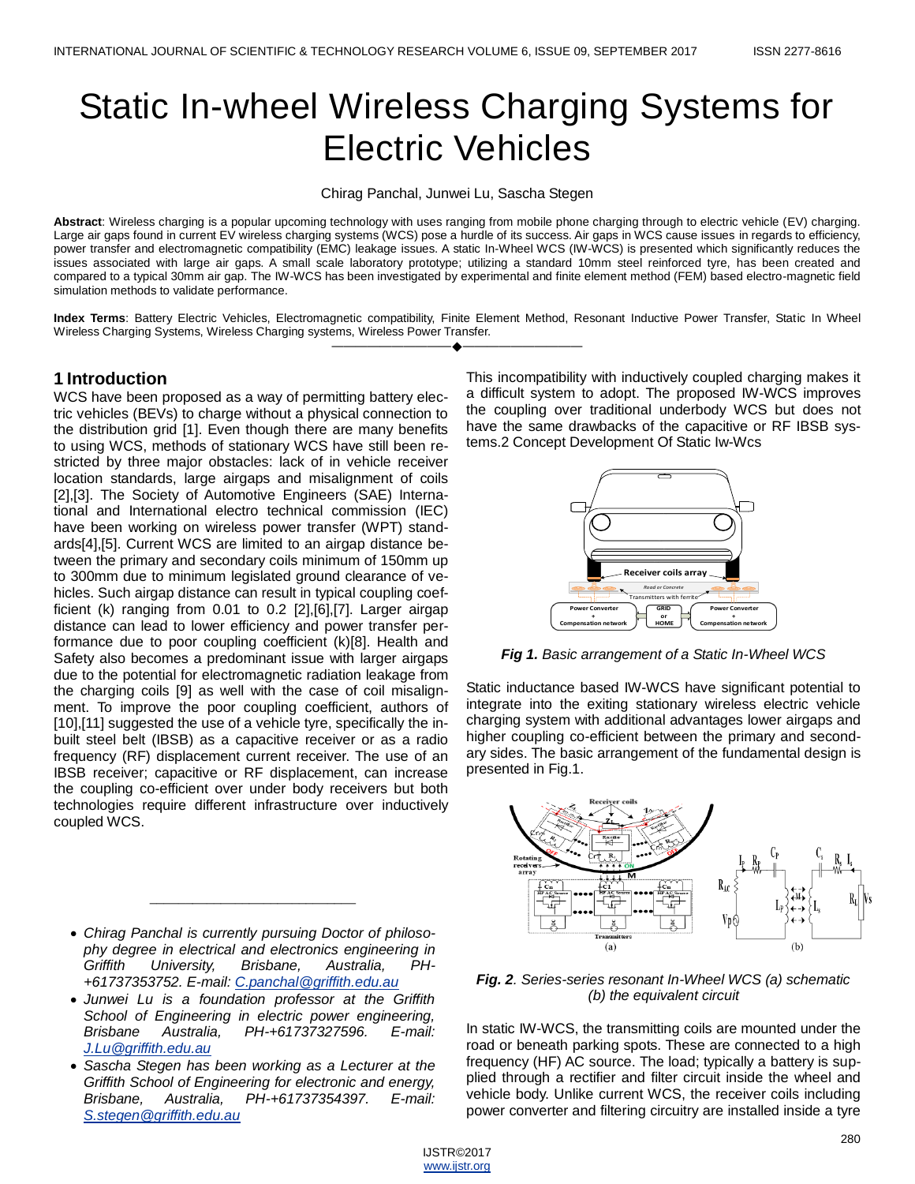# Static In-wheel Wireless Charging Systems for Electric Vehicles

Chirag Panchal, Junwei Lu, Sascha Stegen

**Abstract**: Wireless charging is a popular upcoming technology with uses ranging from mobile phone charging through to electric vehicle (EV) charging. Large air gaps found in current EV wireless charging systems (WCS) pose a hurdle of its success. Air gaps in WCS cause issues in regards to efficiency, power transfer and electromagnetic compatibility (EMC) leakage issues. A static In-Wheel WCS (IW-WCS) is presented which significantly reduces the issues associated with large air gaps. A small scale laboratory prototype; utilizing a standard 10mm steel reinforced tyre, has been created and compared to a typical 30mm air gap. The IW-WCS has been investigated by experimental and finite element method (FEM) based electro-magnetic field simulation methods to validate performance.

**Index Terms**: Battery Electric Vehicles, Electromagnetic compatibility, Finite Element Method, Resonant Inductive Power Transfer, Static In Wheel Wireless Charging Systems, Wireless Charging systems, Wireless Power Transfer.

## 1 Introduction

WCS have been proposed as a way of permitting battery electric vehicles (BEVs) to charge without a physical connection to the distribution grid [1]. Even though there are many benefits to using WCS, methods of stationary WCS have still been restricted by three major obstacles: lack of in vehicle receiver location standards, large airgaps and misalignment of coils [2],[3]. The Society of Automotive Engineers (SAE) International and International electro technical commission (IEC) have been working on wireless power transfer (WPT) standards[4],[5]. Current WCS are limited to an airgap distance between the primary and secondary coils minimum of 150mm up to 300mm due to minimum legislated ground clearance of vehicles. Such airgap distance can result in typical coupling coefficient (k) ranging from 0.01 to 0.2 [2],[6],[7]. Larger airgap distance can lead to lower efficiency and power transfer performance due to poor coupling coefficient (k)[8]. Health and Safety also becomes a predominant issue with larger airgaps due to the potential for electromagnetic radiation leakage from the charging coils [9] as well with the case of coil misalignment. To improve the poor coupling coefficient, authors of [10],[11] suggested the use of a vehicle tyre, specifically the inbuilt steel belt (IBSB) as a capacitive receiver or as a radio frequency (RF) displacement current receiver. The use of an IBSB receiver; capacitive or RF displacement, can increase the coupling co-efficient over under body receivers but both technologies require different infrastructure over inductively coupled WCS.

- *Chirag Panchal is currently pursuing Doctor of philosophy degree in electrical and electronics engineering in Griffith University, Brisbane, Australia, PH-+61737353752. E-mail: C.panchal@griffith.edu.au*
- *Junwei Lu is a foundation professor at the Griffith School of Engineering in electric power engineering, Brisbane Australia, PH-+61737327596. E-mail: J.Lu@griffith.edu.au*
- *Sascha Stegen has been working as a Lecturer at the Griffith School of Engineering for electronic and energy, Brisbane, Australia, PH-+61737354397. E-mail: S.stegen@griffith.edu.au*

This incompatibility with inductively coupled charging makes it a difficult system to adopt. The proposed IW-WCS improves the coupling over traditional underbody WCS but does not have the same drawbacks of the capacitive or RF IBSB systems.

## 2 Concept Development Of Static Iw-Wcs

*Fig 1. Basic arrangement of a Static In-Wheel WCS*

Static inductance based IW-WCS have significant potential to integrate into the exiting stationary wireless electric vehicle charging system with additional advantages lower airgaps and higher coupling co-efficient between the primary and secondary sides. The basic arrangement of the fundamental design is presented in Fig.1.

***Fig. 2**. Series-series resonant In-Wheel WCS (a) schematic (b) the equivalent circuit*

In static IW-WCS, the transmitting coils are mounted under the road or beneath parking spots. These are connected to a high frequency (HF) AC source. The load; typically a battery is supplied through a rectifier and filter circuit inside the wheel and vehicle body. Unlike current WCS, the receiver coils including power converter and filtering circuitry are installed inside a tyre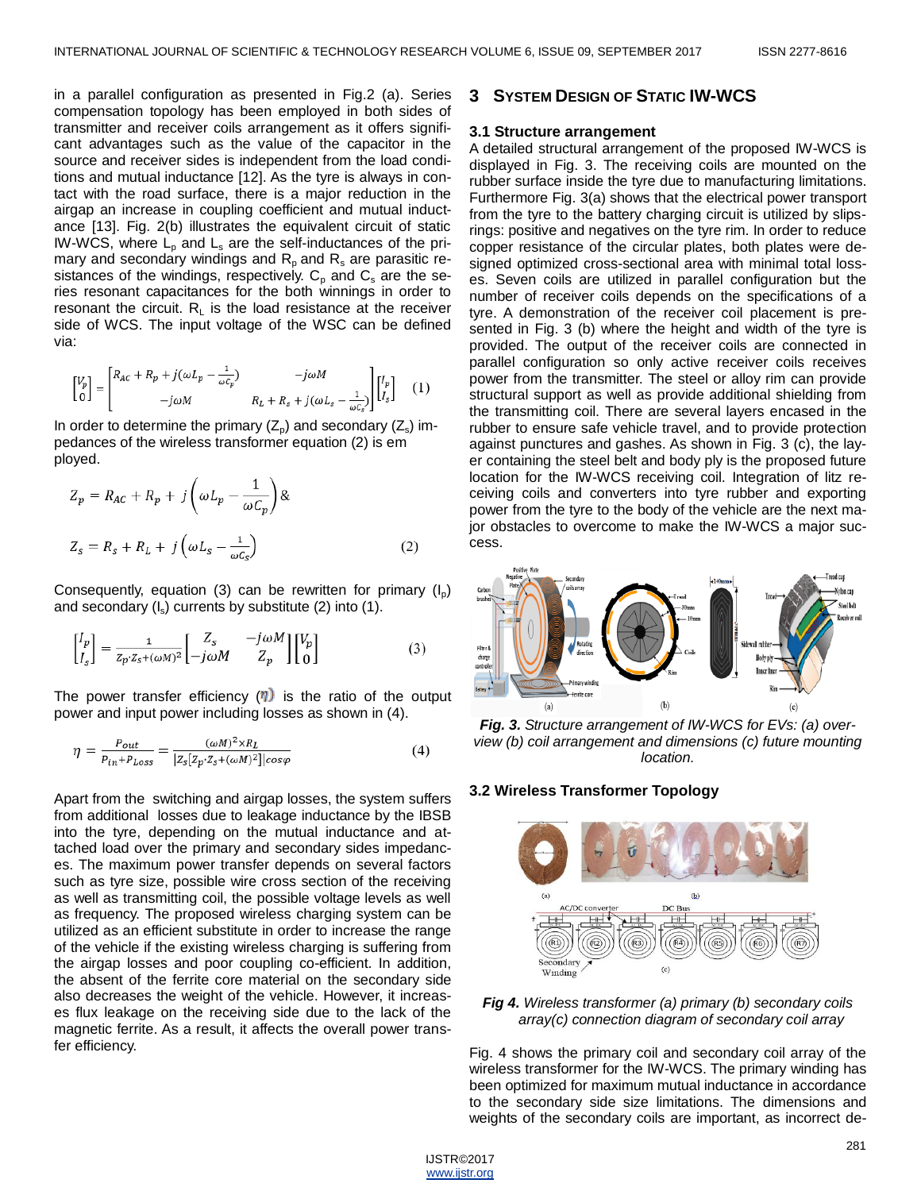in a parallel configuration as presented in Fig.2 (a). Series compensation topology has been employed in both sides of transmitter and receiver coils arrangement as it offers significant advantages such as the value of the capacitor in the source and receiver sides is independent from the load conditions and mutual inductance [12]. As the tyre is always in contact with the road surface, there is a major reduction in the airgap an increase in coupling coefficient and mutual inductance [13]. Fig. 2(b) illustrates the equivalent circuit of static IW-WCS, where $L_p$ and $L_s$ are the self-inductances of the primary and secondary windings and $R_p$ and $R_s$ are parasitic resistances of the windings, respectively. $C_p$ and $C_s$ are the series resonant capacitances for the both winnings in order to resonant the circuit. $R_L$ is the load resistance at the receiver side of WCS. The input voltage of the WSC can be defined via:

$$\begin{bmatrix} V_p \\ 0 \end{bmatrix} = \begin{bmatrix} R_{AC} + R_p + j(\omega L_p - \frac{1}{\omega C_p}) & -j\omega M \\ -j\omega M & R_L + R_s + j(\omega L_s - \frac{1}{\omega C_s}) \end{bmatrix} \begin{bmatrix} I_p \\ I_s \end{bmatrix} \quad (1)$$

In order to determine the primary ($Z_p$) and secondary ($Z_s$) impedances of the wireless transformer equation (2) is employed.

$$Z_p = R_{AC} + R_p + j\left(\omega L_p - \frac{1}{\omega C_p}\right) \&$$

$$Z_s = R_s + R_L + j\left(\omega L_s - \frac{1}{\omega C_s}\right) \quad (2)$$

Consequently, equation (3) can be rewritten for primary ($I_p$) and secondary ($I_s$) currents by substitute (2) into (1).

$$\begin{bmatrix} I_p \\ I_s \end{bmatrix} = \frac{1}{Z_p \cdot Z_s + (\omega M)^2} \begin{bmatrix} Z_s & -j\omega M \\ -j\omega M & Z_p \end{bmatrix} \begin{bmatrix} V_p \\ 0 \end{bmatrix} \quad (3)$$

The power transfer efficiency ($\eta$) is the ratio of the output power and input power including losses as shown in (4).

$$\eta = \frac{P_{out}}{P_{in} + P_{Loss}} = \frac{(\omega M)^2 \times R_L}{|Z_s[Z_p \cdot Z_s + (\omega M)^2]| \cos\varphi} \quad (4)$$

Apart from the switching and airgap losses, the system suffers from additional losses due to leakage inductance by the IBSB into the tyre, depending on the mutual inductance and attached load over the primary and secondary sides impedances. The maximum power transfer depends on several factors such as tyre size, possible wire cross section of the receiving as well as transmitting coil, the possible voltage levels as well as frequency. The proposed wireless charging system can be utilized as an efficient substitute in order to increase the range of the vehicle if the existing wireless charging is suffering from the airgap losses and poor coupling co-efficient. In addition, the absent of the ferrite core material on the secondary side also decreases the weight of the vehicle. However, it increases flux leakage on the receiving side due to the lack of the magnetic ferrite. As a result, it affects the overall power transfer efficiency.

## 3 System Design of Static IW-WCS

### 3.1 Structure arrangement

A detailed structural arrangement of the proposed IW-WCS is displayed in Fig. 3. The receiving coils are mounted on the rubber surface inside the tyre due to manufacturing limitations. Furthermore Fig. 3(a) shows that the electrical power transport from the tyre to the battery charging circuit is utilized by slips-rings: positive and negatives on the tyre rim. In order to reduce copper resistance of the circular plates, both plates were designed optimized cross-sectional area with minimal total losses. Seven coils are utilized in parallel configuration but the number of receiver coils depends on the specifications of a tyre. A demonstration of the receiver coil placement is presented in Fig. 3 (b) where the height and width of the tyre is provided. The output of the receiver coils are connected in parallel configuration so only active receiver coils receives power from the transmitter. The steel or alloy rim can provide structural support as well as provide additional shielding from the transmitting coil. There are several layers encased in the rubber to ensure safe vehicle travel, and to provide protection against punctures and gashes. As shown in Fig. 3 (c), the layer containing the steel belt and body ply is the proposed future location for the IW-WCS receiving coil. Integration of litz receiving coils and converters into tyre rubber and exporting power from the tyre to the body of the vehicle are the next major obstacles to overcome to make the IW-WCS a major success.

***Fig. 3.*** *Structure arrangement of IW-WCS for EVs: (a) overview (b) coil arrangement and dimensions (c) future mounting location.*

### 3.2 Wireless Transformer Topology

***Fig 4.*** *Wireless transformer (a) primary (b) secondary coils array(c) connection diagram of secondary coil array*

Fig. 4 shows the primary coil and secondary coil array of the wireless transformer for the IW-WCS. The primary winding has been optimized for maximum mutual inductance in accordance to the secondary side size limitations. The dimensions and weights of the secondary coils are important, as incorrect de-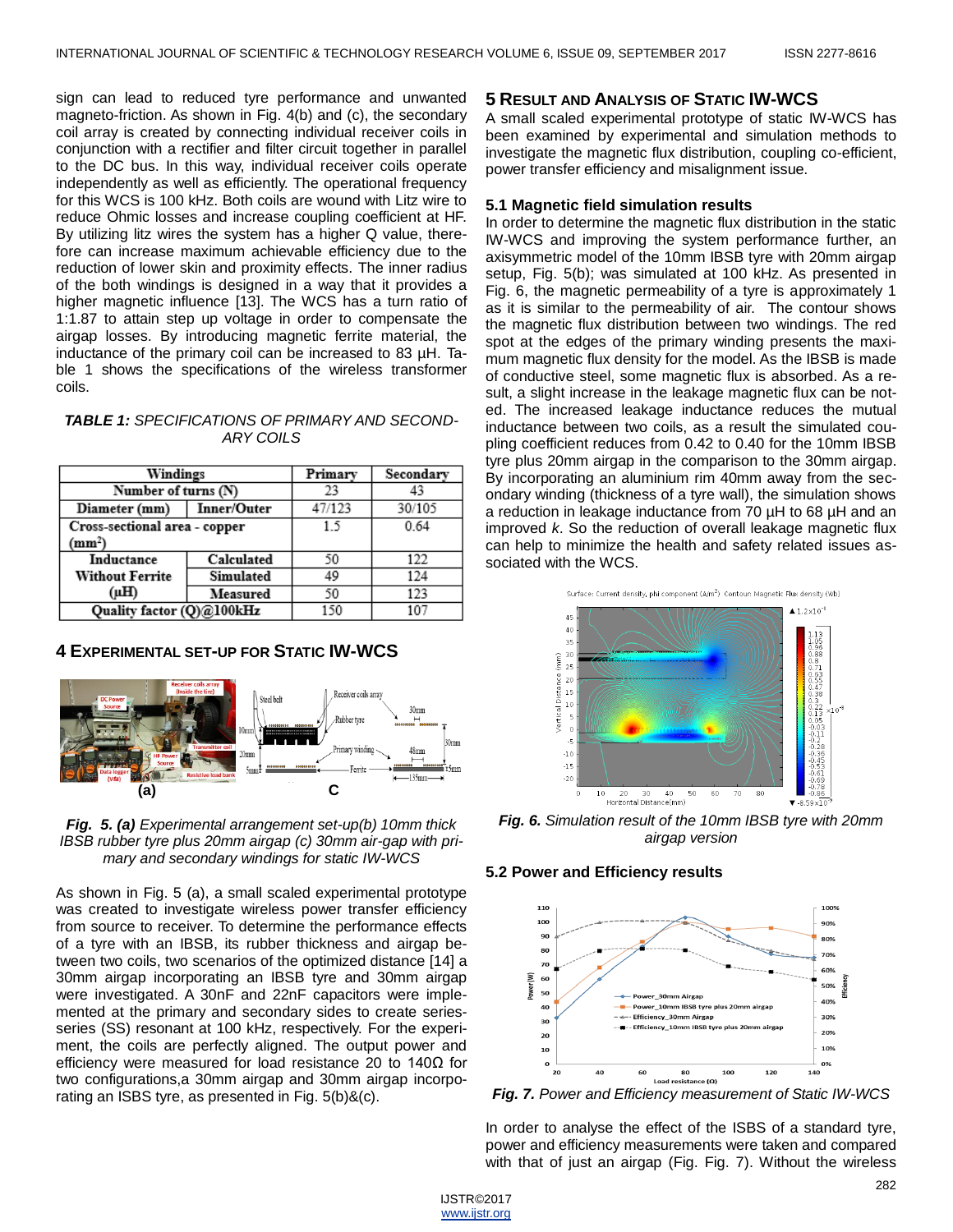sign can lead to reduced tyre performance and unwanted magneto-friction. As shown in Fig. 4(b) and (c), the secondary coil array is created by connecting individual receiver coils in conjunction with a rectifier and filter circuit together in parallel to the DC bus. In this way, individual receiver coils operate independently as well as efficiently. The operational frequency for this WCS is 100 kHz. Both coils are wound with Litz wire to reduce Ohmic losses and increase coupling coefficient at HF. By utilizing litz wires the system has a higher Q value, therefore can increase maximum achievable efficiency due to the reduction of lower skin and proximity effects. The inner radius of the both windings is designed in a way that it provides a higher magnetic influence [13]. The WCS has a turn ratio of 1:1.87 to attain step up voltage in order to compensate the airgap losses. By introducing magnetic ferrite material, the inductance of the primary coil can be increased to 83 µH. Table 1 shows the specifications of the wireless transformer coils.

***TABLE 1:*** *SPECIFICATIONS OF PRIMARY AND SECONDARY COILS*

| Windings | | Primary | Secondary |
|---|---|---|---|
| Number of turns (N) | | 23 | 43 |
| Diameter (mm) | Inner/Outer | 47/123 | 30/105 |
| Cross-sectional area - copper ($mm^2$) | | 1.5 | 0.64 |
| Inductance Without Ferrite (µH) | Calculated | 50 | 122 |
| | Simulated | 49 | 124 |
| | Measured | 50 | 123 |
| Quality factor (Q)@100kHz | | 150 | 107 |

## 4 Experimental set-up for Static IW-WCS

***Fig. 5. (a)*** *Experimental arrangement set-up(b) 10mm thick IBSB rubber tyre plus 20mm airgap (c) 30mm air-gap with primary and secondary windings for static IW-WCS*

As shown in Fig. 5 (a), a small scaled experimental prototype was created to investigate wireless power transfer efficiency from source to receiver. To determine the performance effects of a tyre with an IBSB, its rubber thickness and airgap between two coils, two scenarios of the optimized distance [14] a 30mm airgap incorporating an IBSB tyre and 30mm airgap were investigated. A 30nF and 22nF capacitors were implemented at the primary and secondary sides to create series-series (SS) resonant at 100 kHz, respectively. For the experiment, the coils are perfectly aligned. The output power and efficiency were measured for load resistance 20 to 140Ω for two configurations,a 30mm airgap and 30mm airgap incorporating an ISBS tyre, as presented in Fig. 5(b)&(c).

## 5 Result and Analysis of Static IW-WCS

A small scaled experimental prototype of static IW-WCS has been examined by experimental and simulation methods to investigate the magnetic flux distribution, coupling co-efficient, power transfer efficiency and misalignment issue.

### 5.1 Magnetic field simulation results

In order to determine the magnetic flux distribution in the static IW-WCS and improving the system performance further, an axisymmetric model of the 10mm IBSB tyre with 20mm airgap setup, Fig. 5(b); was simulated at 100 kHz. As presented in Fig. 6, the magnetic permeability of a tyre is approximately 1 as it is similar to the permeability of air. The contour shows the magnetic flux distribution between two windings. The red spot at the edges of the primary winding presents the maximum magnetic flux density for the model. As the IBSB is made of conductive steel, some magnetic flux is absorbed. As a result, a slight increase in the leakage magnetic flux can be noted. The increased leakage inductance reduces the mutual inductance between two coils, as a result the simulated coupling coefficient reduces from 0.42 to 0.40 for the 10mm IBSB tyre plus 20mm airgap in the comparison to the 30mm airgap. By incorporating an aluminium rim 40mm away from the secondary winding (thickness of a tyre wall), the simulation shows a reduction in leakage inductance from 70 µH to 68 µH and an improved *k*. So the reduction of overall leakage magnetic flux can help to minimize the health and safety related issues associated with the WCS.

***Fig. 6.*** *Simulation result of the 10mm IBSB tyre with 20mm airgap version*

### 5.2 Power and Efficiency results

***Fig. 7.*** *Power and Efficiency measurement of Static IW-WCS*

In order to analyse the effect of the ISBS of a standard tyre, power and efficiency measurements were taken and compared with that of just an airgap (Fig. Fig. 7). Without the wireless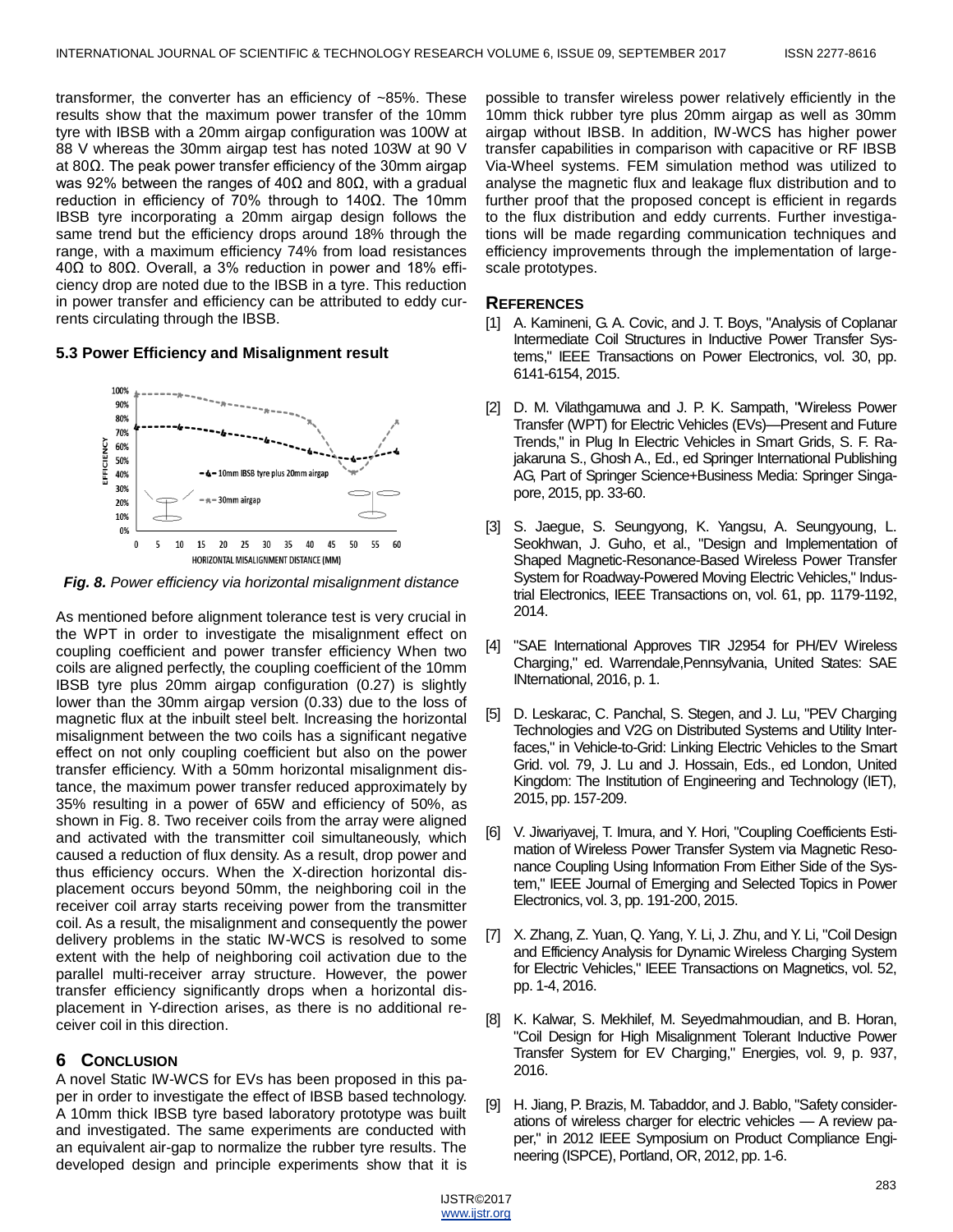transformer, the converter has an efficiency of ~85%. These results show that the maximum power transfer of the 10mm tyre with IBSB with a 20mm airgap configuration was 100W at 88 V whereas the 30mm airgap test has noted 103W at 90 V at 80Ω. The peak power transfer efficiency of the 30mm airgap was 92% between the ranges of 40Ω and 80Ω, with a gradual reduction in efficiency of 70% through to 140Ω. The 10mm IBSB tyre incorporating a 20mm airgap design follows the same trend but the efficiency drops around 18% through the range, with a maximum efficiency 74% from load resistances 40Ω to 80Ω. Overall, a 3% reduction in power and 18% efficiency drop are noted due to the IBSB in a tyre. This reduction in power transfer and efficiency can be attributed to eddy currents circulating through the IBSB.

### 5.3 Power Efficiency and Misalignment result

*Fig. 8. Power efficiency via horizontal misalignment distance*

As mentioned before alignment tolerance test is very crucial in the WPT in order to investigate the misalignment effect on coupling coefficient and power transfer efficiency When two coils are aligned perfectly, the coupling coefficient of the 10mm IBSB tyre plus 20mm airgap configuration (0.27) is slightly lower than the 30mm airgap version (0.33) due to the loss of magnetic flux at the inbuilt steel belt. Increasing the horizontal misalignment between the two coils has a significant negative effect on not only coupling coefficient but also on the power transfer efficiency. With a 50mm horizontal misalignment distance, the maximum power transfer reduced approximately by 35% resulting in a power of 65W and efficiency of 50%, as shown in Fig. 8. Two receiver coils from the array were aligned and activated with the transmitter coil simultaneously, which caused a reduction of flux density. As a result, drop power and thus efficiency occurs. When the X-direction horizontal displacement occurs beyond 50mm, the neighboring coil in the receiver coil array starts receiving power from the transmitter coil. As a result, the misalignment and consequently the power delivery problems in the static IW-WCS is resolved to some extent with the help of neighboring coil activation due to the parallel multi-receiver array structure. However, the power transfer efficiency significantly drops when a horizontal displacement in Y-direction arises, as there is no additional receiver coil in this direction.

## 6 Conclusion

A novel Static IW-WCS for EVs has been proposed in this paper in order to investigate the effect of IBSB based technology. A 10mm thick IBSB tyre based laboratory prototype was built and investigated. The same experiments are conducted with an equivalent air-gap to normalize the rubber tyre results. The developed design and principle experiments show that it is possible to transfer wireless power relatively efficiently in the 10mm thick rubber tyre plus 20mm airgap as well as 30mm airgap without IBSB. In addition, IW-WCS has higher power transfer capabilities in comparison with capacitive or RF IBSB Via-Wheel systems. FEM simulation method was utilized to analyse the magnetic flux and leakage flux distribution and to further proof that the proposed concept is efficient in regards to the flux distribution and eddy currents. Further investigations will be made regarding communication techniques and efficiency improvements through the implementation of large-scale prototypes.

## References

[1] A. Kamineni, G. A. Covic, and J. T. Boys, "Analysis of Coplanar Intermediate Coil Structures in Inductive Power Transfer Systems," IEEE Transactions on Power Electronics, vol. 30, pp. 6141-6154, 2015.

[2] D. M. Vilathgamuwa and J. P. K. Sampath, "Wireless Power Transfer (WPT) for Electric Vehicles (EVs)—Present and Future Trends," in Plug In Electric Vehicles in Smart Grids, S. F. Rajakaruna S., Ghosh A., Ed., ed Springer International Publishing AG, Part of Springer Science+Business Media: Springer Singapore, 2015, pp. 33-60.

[3] S. Jaegue, S. Seungyong, K. Yangsu, A. Seungyoung, L. Seokhwan, J. Guho, et al., "Design and Implementation of Shaped Magnetic-Resonance-Based Wireless Power Transfer System for Roadway-Powered Moving Electric Vehicles," Industrial Electronics, IEEE Transactions on, vol. 61, pp. 1179-1192, 2014.

[4] "SAE International Approves TIR J2954 for PH/EV Wireless Charging," ed. Warrendale,Pennsylvania, United States: SAE INternational, 2016, p. 1.

[5] D. Leskarac, C. Panchal, S. Stegen, and J. Lu, "PEV Charging Technologies and V2G on Distributed Systems and Utility Interfaces," in Vehicle-to-Grid: Linking Electric Vehicles to the Smart Grid. vol. 79, J. Lu and J. Hossain, Eds., ed London, United Kingdom: The Institution of Engineering and Technology (IET), 2015, pp. 157-209.

[6] V. Jiwariyavej, T. Imura, and Y. Hori, "Coupling Coefficients Estimation of Wireless Power Transfer System via Magnetic Resonance Coupling Using Information From Either Side of the System," IEEE Journal of Emerging and Selected Topics in Power Electronics, vol. 3, pp. 191-200, 2015.

[7] X. Zhang, Z. Yuan, Q. Yang, Y. Li, J. Zhu, and Y. Li, "Coil Design and Efficiency Analysis for Dynamic Wireless Charging System for Electric Vehicles," IEEE Transactions on Magnetics, vol. 52, pp. 1-4, 2016.

[8] K. Kalwar, S. Mekhilef, M. Seyedmahmoudian, and B. Horan, "Coil Design for High Misalignment Tolerant Inductive Power Transfer System for EV Charging," Energies, vol. 9, p. 937, 2016.

[9] H. Jiang, P. Brazis, M. Tabaddor, and J. Bablo, "Safety considerations of wireless charger for electric vehicles — A review paper," in 2012 IEEE Symposium on Product Compliance Engineering (ISPCE), Portland, OR, 2012, pp. 1-6.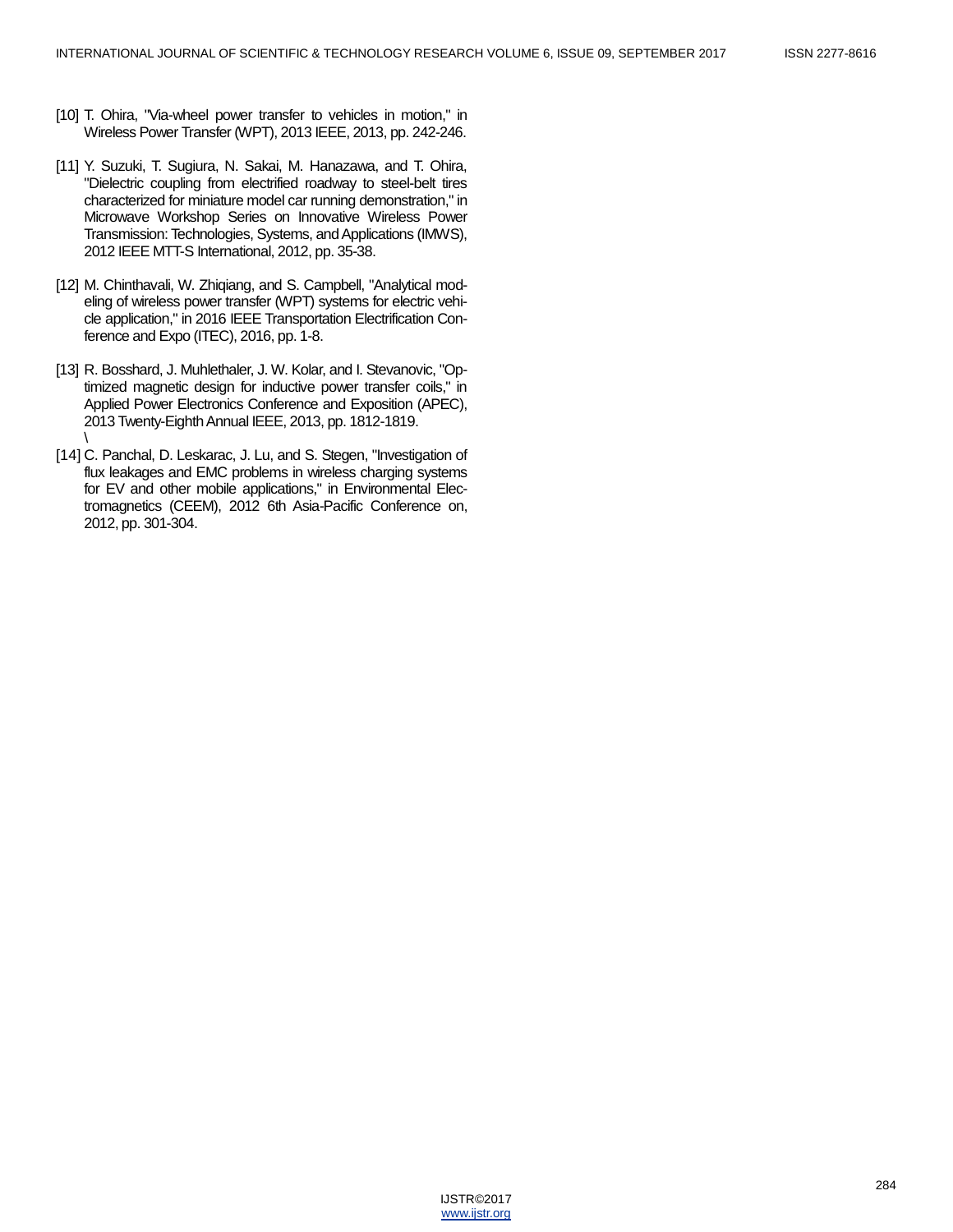[10] T. Ohira, "Via-wheel power transfer to vehicles in motion," in Wireless Power Transfer (WPT), 2013 IEEE, 2013, pp. 242-246.

[11] Y. Suzuki, T. Sugiura, N. Sakai, M. Hanazawa, and T. Ohira, "Dielectric coupling from electrified roadway to steel-belt tires characterized for miniature model car running demonstration," in Microwave Workshop Series on Innovative Wireless Power Transmission: Technologies, Systems, and Applications (IMWS), 2012 IEEE MTT-S International, 2012, pp. 35-38.

[12] M. Chinthavali, W. Zhiqiang, and S. Campbell, "Analytical modeling of wireless power transfer (WPT) systems for electric vehicle application," in 2016 IEEE Transportation Electrification Conference and Expo (ITEC), 2016, pp. 1-8.

[13] R. Bosshard, J. Muhlethaler, J. W. Kolar, and I. Stevanovic, "Optimized magnetic design for inductive power transfer coils," in Applied Power Electronics Conference and Exposition (APEC), 2013 Twenty-Eighth Annual IEEE, 2013, pp. 1812-1819.
\

[14] C. Panchal, D. Leskarac, J. Lu, and S. Stegen, "Investigation of flux leakages and EMC problems in wireless charging systems for EV and other mobile applications," in Environmental Electromagnetics (CEEM), 2012 6th Asia-Pacific Conference on, 2012, pp. 301-304.